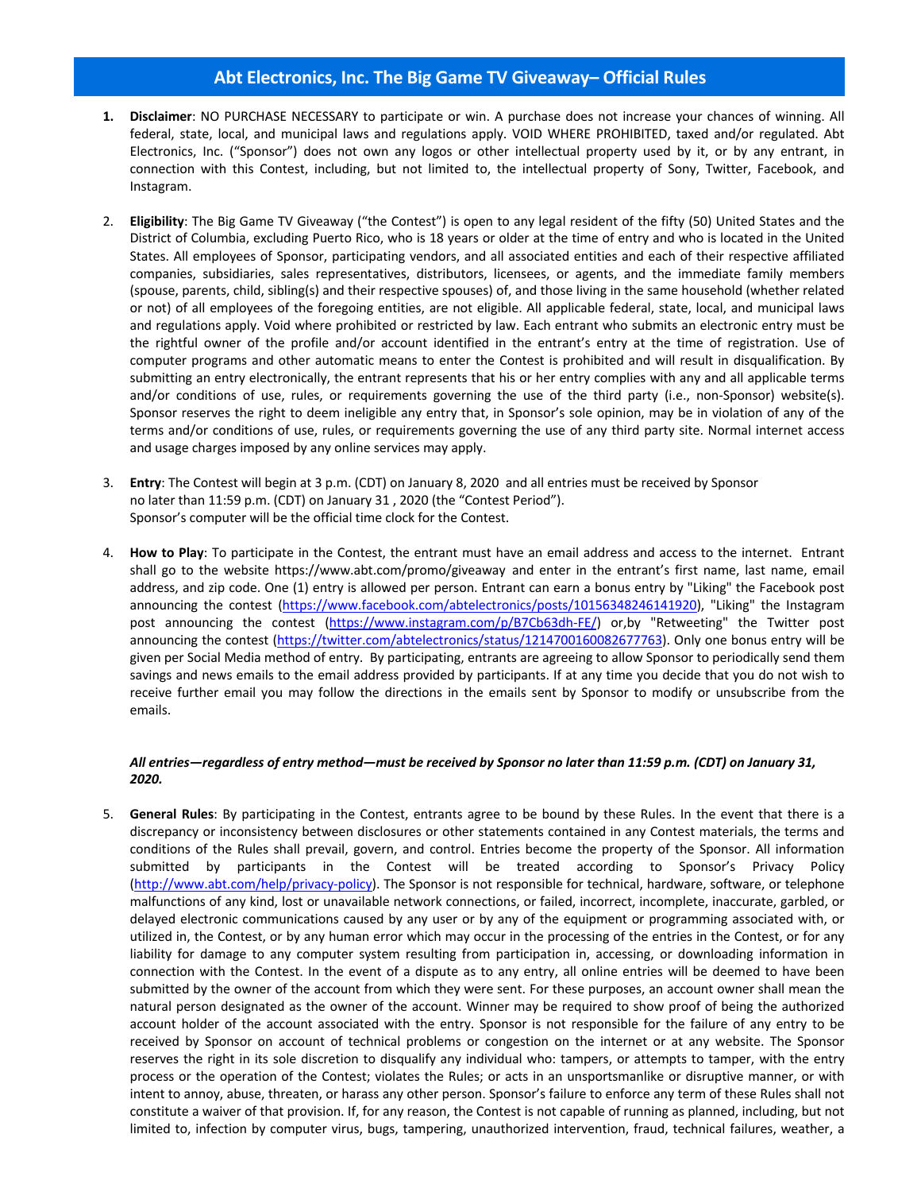# Abt Electronics, Inc. The Big Game TV Giveaway– Official Rules

1. **Disclaimer**: NO PURCHASE NECESSARY to participate or win. A purchase does not increase your chances of winning. All federal, state, local, and municipal laws and regulations apply. VOID WHERE PROHIBITED, taxed and/or regulated. Abt Electronics, Inc. ("Sponsor") does not own any logos or other intellectual property used by it, or by any entrant, in connection with this Contest, including, but not limited to, the intellectual property of Sony, Twitter, Facebook, and Instagram.

2. **Eligibility**: The Big Game TV Giveaway ("the Contest") is open to any legal resident of the fifty (50) United States and the District of Columbia, excluding Puerto Rico, who is 18 years or older at the time of entry and who is located in the United States. All employees of Sponsor, participating vendors, and all associated entities and each of their respective affiliated companies, subsidiaries, sales representatives, distributors, licensees, or agents, and the immediate family members (spouse, parents, child, sibling(s) and their respective spouses) of, and those living in the same household (whether related or not) of all employees of the foregoing entities, are not eligible. All applicable federal, state, local, and municipal laws and regulations apply. Void where prohibited or restricted by law. Each entrant who submits an electronic entry must be the rightful owner of the profile and/or account identified in the entrant's entry at the time of registration. Use of computer programs and other automatic means to enter the Contest is prohibited and will result in disqualification. By submitting an entry electronically, the entrant represents that his or her entry complies with any and all applicable terms and/or conditions of use, rules, or requirements governing the use of the third party (i.e., non-Sponsor) website(s). Sponsor reserves the right to deem ineligible any entry that, in Sponsor's sole opinion, may be in violation of any of the terms and/or conditions of use, rules, or requirements governing the use of any third party site. Normal internet access and usage charges imposed by any online services may apply.

3. **Entry**: The Contest will begin at 3 p.m. (CDT) on January 8, 2020 and all entries must be received by Sponsor no later than 11:59 p.m. (CDT) on January 31 , 2020 (the "Contest Period"). Sponsor's computer will be the official time clock for the Contest.

4. **How to Play**: To participate in the Contest, the entrant must have an email address and access to the internet. Entrant shall go to the website https://www.abt.com/promo/giveaway and enter in the entrant's first name, last name, email address, and zip code. One (1) entry is allowed per person. Entrant can earn a bonus entry by "Liking" the Facebook post announcing the contest (https://www.facebook.com/abtelectronics/posts/10156348246141920), "Liking" the Instagram post announcing the contest (https://www.instagram.com/p/B7Cb63dh-FE/) or,by "Retweeting" the Twitter post announcing the contest (https://twitter.com/abtelectronics/status/1214700160082677763). Only one bonus entry will be given per Social Media method of entry. By participating, entrants are agreeing to allow Sponsor to periodically send them savings and news emails to the email address provided by participants. If at any time you decide that you do not wish to receive further email you may follow the directions in the emails sent by Sponsor to modify or unsubscribe from the emails.

***All entries—regardless of entry method—must be received by Sponsor no later than 11:59 p.m. (CDT) on January 31, 2020.***

5. **General Rules**: By participating in the Contest, entrants agree to be bound by these Rules. In the event that there is a discrepancy or inconsistency between disclosures or other statements contained in any Contest materials, the terms and conditions of the Rules shall prevail, govern, and control. Entries become the property of the Sponsor. All information submitted by participants in the Contest will be treated according to Sponsor's Privacy Policy (http://www.abt.com/help/privacy-policy). The Sponsor is not responsible for technical, hardware, software, or telephone malfunctions of any kind, lost or unavailable network connections, or failed, incorrect, incomplete, inaccurate, garbled, or delayed electronic communications caused by any user or by any of the equipment or programming associated with, or utilized in, the Contest, or by any human error which may occur in the processing of the entries in the Contest, or for any liability for damage to any computer system resulting from participation in, accessing, or downloading information in connection with the Contest. In the event of a dispute as to any entry, all online entries will be deemed to have been submitted by the owner of the account from which they were sent. For these purposes, an account owner shall mean the natural person designated as the owner of the account. Winner may be required to show proof of being the authorized account holder of the account associated with the entry. Sponsor is not responsible for the failure of any entry to be received by Sponsor on account of technical problems or congestion on the internet or at any website. The Sponsor reserves the right in its sole discretion to disqualify any individual who: tampers, or attempts to tamper, with the entry process or the operation of the Contest; violates the Rules; or acts in an unsportsmanlike or disruptive manner, or with intent to annoy, abuse, threaten, or harass any other person. Sponsor's failure to enforce any term of these Rules shall not constitute a waiver of that provision. If, for any reason, the Contest is not capable of running as planned, including, but not limited to, infection by computer virus, bugs, tampering, unauthorized intervention, fraud, technical failures, weather, a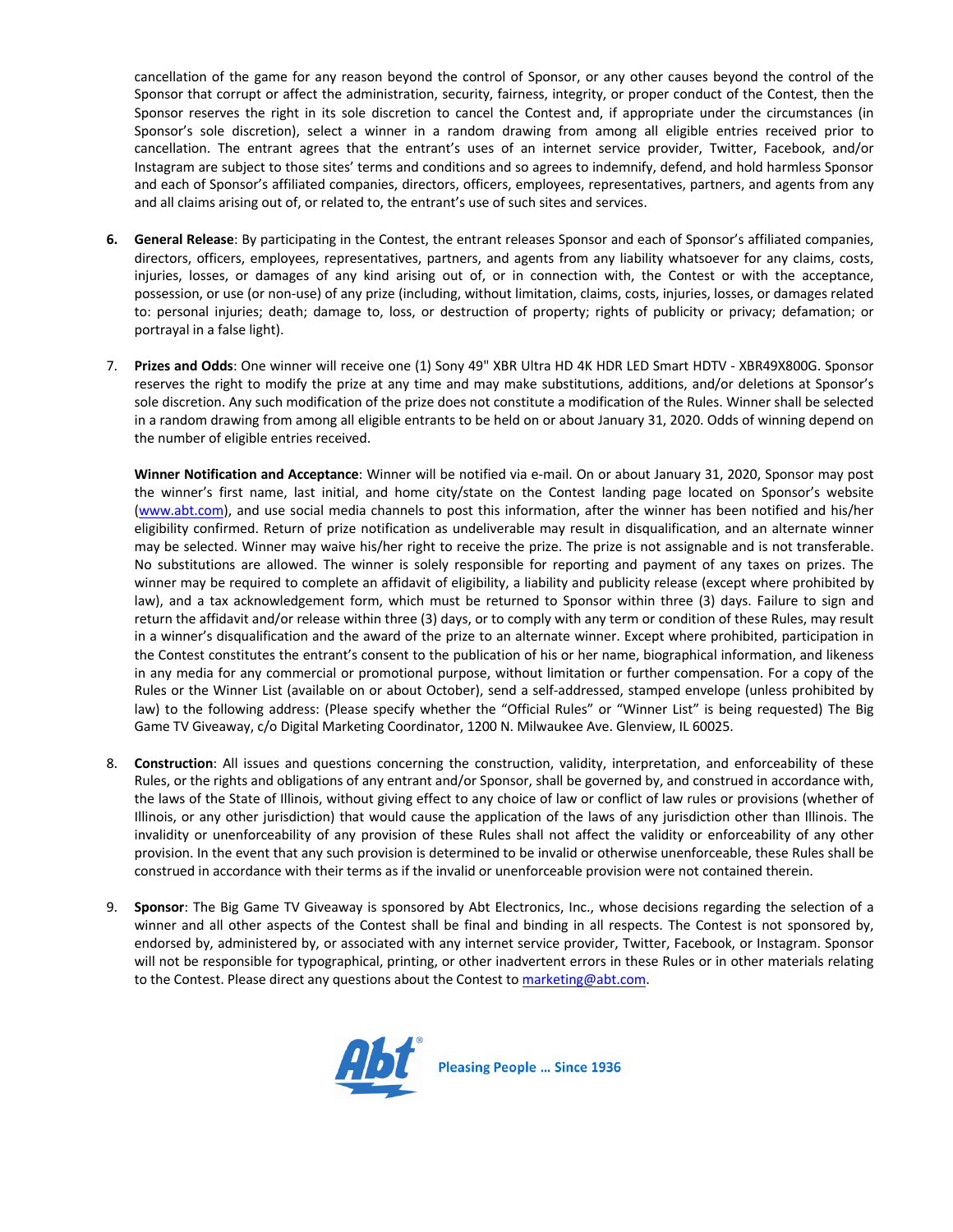cancellation of the game for any reason beyond the control of Sponsor, or any other causes beyond the control of the Sponsor that corrupt or affect the administration, security, fairness, integrity, or proper conduct of the Contest, then the Sponsor reserves the right in its sole discretion to cancel the Contest and, if appropriate under the circumstances (in Sponsor's sole discretion), select a winner in a random drawing from among all eligible entries received prior to cancellation. The entrant agrees that the entrant's uses of an internet service provider, Twitter, Facebook, and/or Instagram are subject to those sites' terms and conditions and so agrees to indemnify, defend, and hold harmless Sponsor and each of Sponsor's affiliated companies, directors, officers, employees, representatives, partners, and agents from any and all claims arising out of, or related to, the entrant's use of such sites and services.

6. **General Release**: By participating in the Contest, the entrant releases Sponsor and each of Sponsor's affiliated companies, directors, officers, employees, representatives, partners, and agents from any liability whatsoever for any claims, costs, injuries, losses, or damages of any kind arising out of, or in connection with, the Contest or with the acceptance, possession, or use (or non-use) of any prize (including, without limitation, claims, costs, injuries, losses, or damages related to: personal injuries; death; damage to, loss, or destruction of property; rights of publicity or privacy; defamation; or portrayal in a false light).

7. **Prizes and Odds**: One winner will receive one (1) Sony 49" XBR Ultra HD 4K HDR LED Smart HDTV - XBR49X800G. Sponsor reserves the right to modify the prize at any time and may make substitutions, additions, and/or deletions at Sponsor's sole discretion. Any such modification of the prize does not constitute a modification of the Rules. Winner shall be selected in a random drawing from among all eligible entrants to be held on or about January 31, 2020. Odds of winning depend on the number of eligible entries received.

   **Winner Notification and Acceptance**: Winner will be notified via e-mail. On or about January 31, 2020, Sponsor may post the winner's first name, last initial, and home city/state on the Contest landing page located on Sponsor's website (www.abt.com), and use social media channels to post this information, after the winner has been notified and his/her eligibility confirmed. Return of prize notification as undeliverable may result in disqualification, and an alternate winner may be selected. Winner may waive his/her right to receive the prize. The prize is not assignable and is not transferable. No substitutions are allowed. The winner is solely responsible for reporting and payment of any taxes on prizes. The winner may be required to complete an affidavit of eligibility, a liability and publicity release (except where prohibited by law), and a tax acknowledgement form, which must be returned to Sponsor within three (3) days. Failure to sign and return the affidavit and/or release within three (3) days, or to comply with any term or condition of these Rules, may result in a winner's disqualification and the award of the prize to an alternate winner. Except where prohibited, participation in the Contest constitutes the entrant's consent to the publication of his or her name, biographical information, and likeness in any media for any commercial or promotional purpose, without limitation or further compensation. For a copy of the Rules or the Winner List (available on or about October), send a self-addressed, stamped envelope (unless prohibited by law) to the following address: (Please specify whether the "Official Rules" or "Winner List" is being requested) The Big Game TV Giveaway, c/o Digital Marketing Coordinator, 1200 N. Milwaukee Ave. Glenview, IL 60025.

8. **Construction**: All issues and questions concerning the construction, validity, interpretation, and enforceability of these Rules, or the rights and obligations of any entrant and/or Sponsor, shall be governed by, and construed in accordance with, the laws of the State of Illinois, without giving effect to any choice of law or conflict of law rules or provisions (whether of Illinois, or any other jurisdiction) that would cause the application of the laws of any jurisdiction other than Illinois. The invalidity or unenforceability of any provision of these Rules shall not affect the validity or enforceability of any other provision. In the event that any such provision is determined to be invalid or otherwise unenforceable, these Rules shall be construed in accordance with their terms as if the invalid or unenforceable provision were not contained therein.

9. **Sponsor**: The Big Game TV Giveaway is sponsored by Abt Electronics, Inc., whose decisions regarding the selection of a winner and all other aspects of the Contest shall be final and binding in all respects. The Contest is not sponsored by, endorsed by, administered by, or associated with any internet service provider, Twitter, Facebook, or Instagram. Sponsor will not be responsible for typographical, printing, or other inadvertent errors in these Rules or in other materials relating to the Contest. Please direct any questions about the Contest to marketing@abt.com.

Abt® Pleasing People … Since 1936